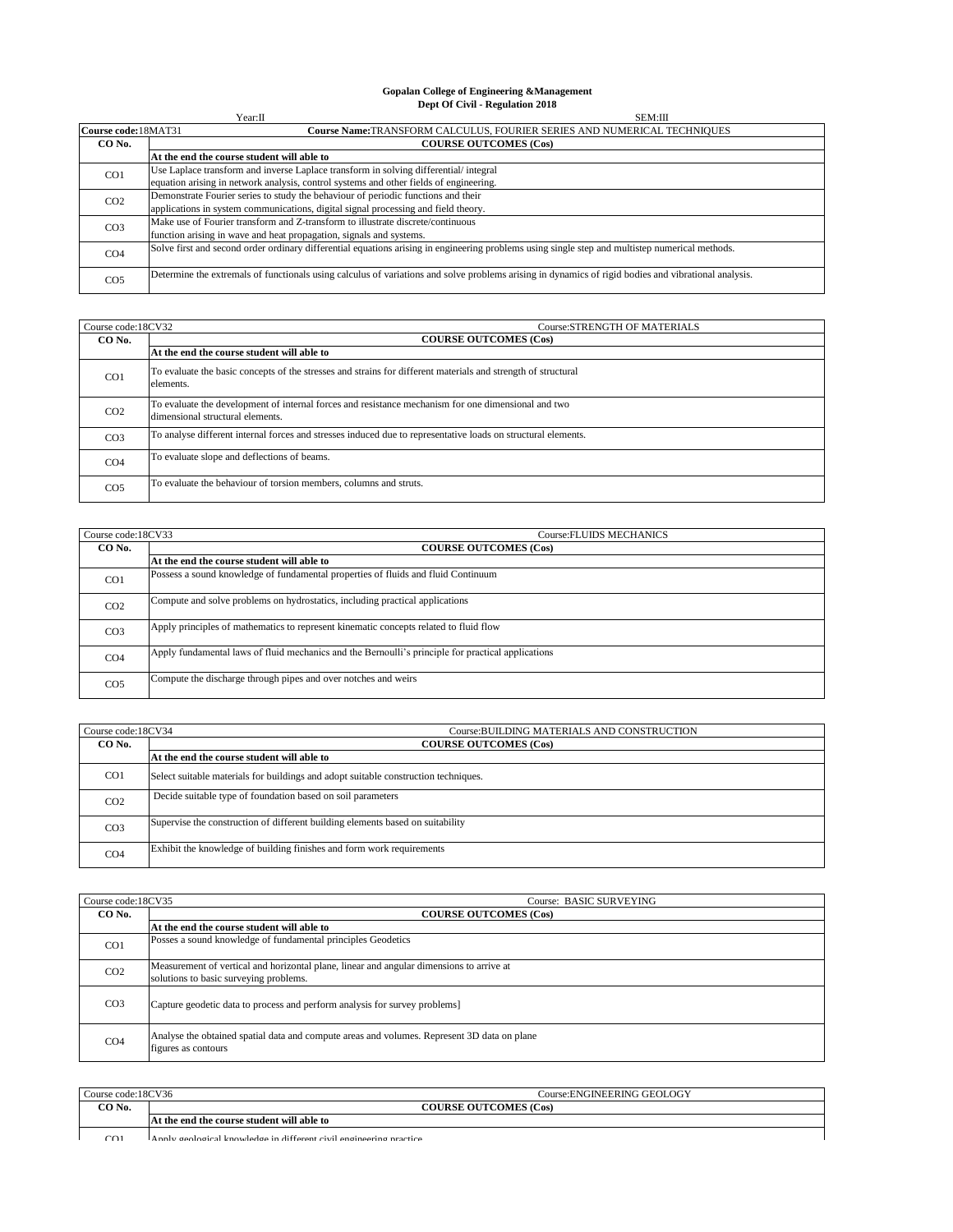**Gopalan College of Engineering &Management**
**Dept Of Civil - Regulation 2018**

Year:II SEM:III

| **Course code:**18MAT31 | **Course Name:**TRANSFORM CALCULUS, FOURIER SERIES AND NUMERICAL TECHNIQUES |
|---|---|
| **CO No.** | **COURSE OUTCOMES (Cos)** |
| | **At the end the course student will able to** |
| CO1 | Use Laplace transform and inverse Laplace transform in solving differential/ integral equation arising in network analysis, control systems and other fields of engineering. |
| CO2 | Demonstrate Fourier series to study the behaviour of periodic functions and their applications in system communications, digital signal processing and field theory. |
| CO3 | Make use of Fourier transform and Z-transform to illustrate discrete/continuous function arising in wave and heat propagation, signals and systems. |
| CO4 | Solve first and second order ordinary differential equations arising in engineering problems using single step and multistep numerical methods. |
| CO5 | Determine the extremals of functionals using calculus of variations and solve problems arising in dynamics of rigid bodies and vibrational analysis. |

| Course code:18CV32 | Course:STRENGTH OF MATERIALS |
|---|---|
| **CO No.** | **COURSE OUTCOMES (Cos)** |
| | **At the end the course student will able to** |
| CO1 | To evaluate the basic concepts of the stresses and strains for different materials and strength of structural elements. |
| CO2 | To evaluate the development of internal forces and resistance mechanism for one dimensional and two dimensional structural elements. |
| CO3 | To analyse different internal forces and stresses induced due to representative loads on structural elements. |
| CO4 | To evaluate slope and deflections of beams. |
| CO5 | To evaluate the behaviour of torsion members, columns and struts. |

| Course code:18CV33 | Course:FLUIDS MECHANICS |
|---|---|
| **CO No.** | **COURSE OUTCOMES (Cos)** |
| | **At the end the course student will able to** |
| CO1 | Possess a sound knowledge of fundamental properties of fluids and fluid Continuum |
| CO2 | Compute and solve problems on hydrostatics, including practical applications |
| CO3 | Apply principles of mathematics to represent kinematic concepts related to fluid flow |
| CO4 | Apply fundamental laws of fluid mechanics and the Bernoulli's principle for practical applications |
| CO5 | Compute the discharge through pipes and over notches and weirs |

| Course code:18CV34 | Course:BUILDING MATERIALS AND CONSTRUCTION |
|---|---|
| **CO No.** | **COURSE OUTCOMES (Cos)** |
| | **At the end the course student will able to** |
| CO1 | Select suitable materials for buildings and adopt suitable construction techniques. |
| CO2 | Decide suitable type of foundation based on soil parameters |
| CO3 | Supervise the construction of different building elements based on suitability |
| CO4 | Exhibit the knowledge of building finishes and form work requirements |

| Course code:18CV35 | Course: BASIC SURVEYING |
|---|---|
| **CO No.** | **COURSE OUTCOMES (Cos)** |
| | **At the end the course student will able to** |
| CO1 | Posses a sound knowledge of fundamental principles Geodetics |
| CO2 | Measurement of vertical and horizontal plane, linear and angular dimensions to arrive at solutions to basic surveying problems. |
| CO3 | Capture geodetic data to process and perform analysis for survey problems] |
| CO4 | Analyse the obtained spatial data and compute areas and volumes. Represent 3D data on plane figures as contours |

| Course code:18CV36 | Course:ENGINEERING GEOLOGY |
|---|---|
| **CO No.** | **COURSE OUTCOMES (Cos)** |
| | **At the end the course student will able to** |
| CO1 | Apply geological knowledge in different civil engineering practice |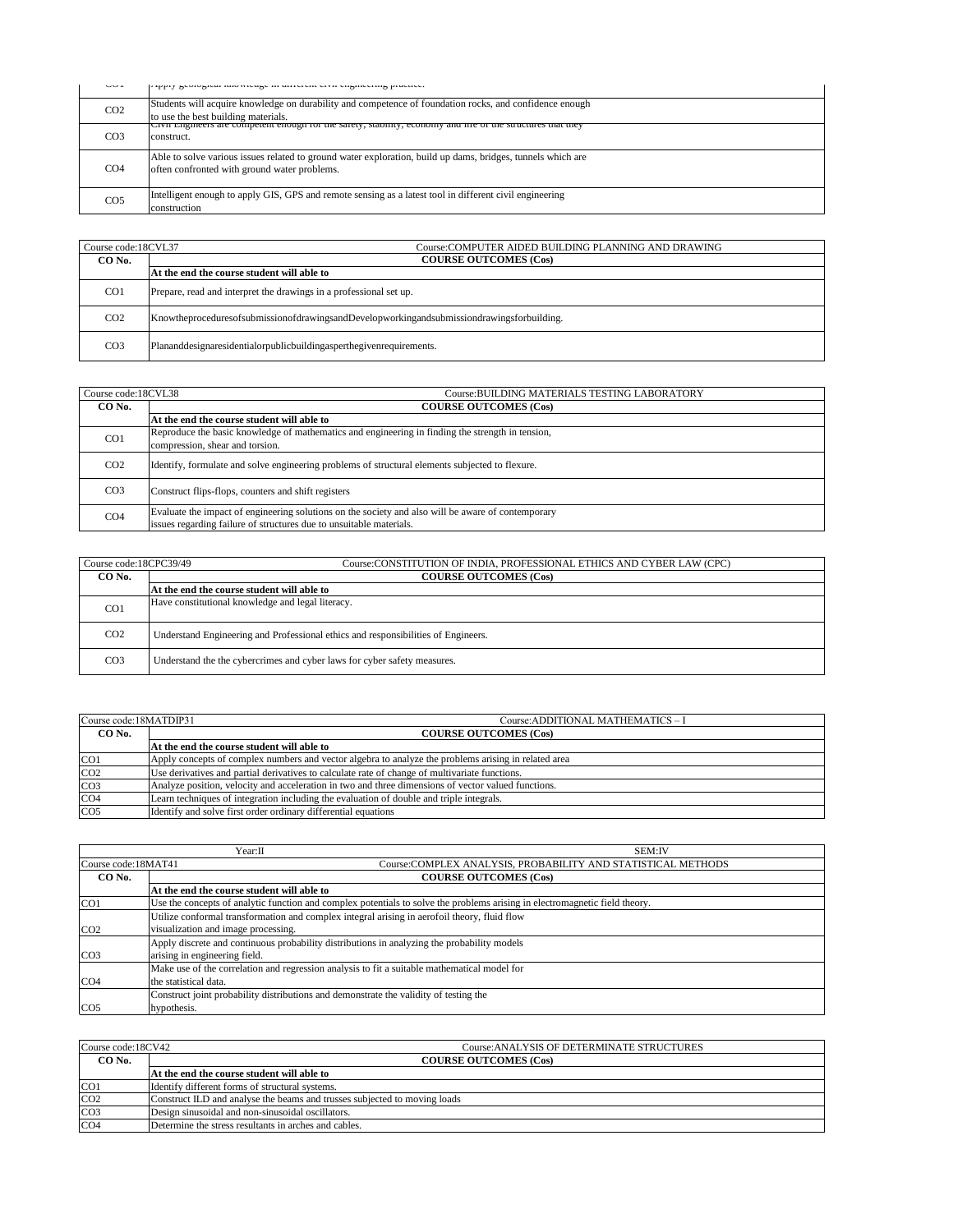| CO No. | COURSE OUTCOMES (Cos) |
|---|---|
| CO1 | Apply geological knowledge in different civil engineering practice. |
| CO2 | Students will acquire knowledge on durability and competence of foundation rocks, and confidence enough to use the best building materials. |
| CO3 | Civil Engineers are competent enough for the safety, stability, economy and life of the structures that they construct. |
| CO4 | Able to solve various issues related to ground water exploration, build up dams, bridges, tunnels which are often confronted with ground water problems. |
| CO5 | Intelligent enough to apply GIS, GPS and remote sensing as a latest tool in different civil engineering construction |

| Course code:18CVL37 | Course:COMPUTER AIDED BUILDING PLANNING AND DRAWING |
|---|---|
| **CO No.** | **COURSE OUTCOMES (Cos)** |
| | **At the end the course student will able to** |
| CO1 | Prepare, read and interpret the drawings in a professional set up. |
| CO2 | KnowtheproceduresofsubmissionofdrawingsandDevelopworkingandsubmissiondrawingsforbuilding. |
| CO3 | Plananddesignaresidentialorpublicbuildingasperthegivenrequirements. |

| Course code:18CVL38 | Course:BUILDING MATERIALS TESTING LABORATORY |
|---|---|
| **CO No.** | **COURSE OUTCOMES (Cos)** |
| | **At the end the course student will able to** |
| CO1 | Reproduce the basic knowledge of mathematics and engineering in finding the strength in tension, compression, shear and torsion. |
| CO2 | Identify, formulate and solve engineering problems of structural elements subjected to flexure. |
| CO3 | Construct flips-flops, counters and shift registers |
| CO4 | Evaluate the impact of engineering solutions on the society and also will be aware of contemporary issues regarding failure of structures due to unsuitable materials. |

| Course code:18CPC39/49 | Course:CONSTITUTION OF INDIA, PROFESSIONAL ETHICS AND CYBER LAW (CPC) |
|---|---|
| **CO No.** | **COURSE OUTCOMES (Cos)** |
| | **At the end the course student will able to** |
| CO1 | Have constitutional knowledge and legal literacy. |
| CO2 | Understand Engineering and Professional ethics and responsibilities of Engineers. |
| CO3 | Understand the the cybercrimes and cyber laws for cyber safety measures. |

| Course code:18MATDIP31 | Course:ADDITIONAL MATHEMATICS – I |
|---|---|
| **CO No.** | **COURSE OUTCOMES (Cos)** |
| | **At the end the course student will able to** |
| CO1 | Apply concepts of complex numbers and vector algebra to analyze the problems arising in related area |
| CO2 | Use derivatives and partial derivatives to calculate rate of change of multivariate functions. |
| CO3 | Analyze position, velocity and acceleration in two and three dimensions of vector valued functions. |
| CO4 | Learn techniques of integration including the evaluation of double and triple integrals. |
| CO5 | Identify and solve first order ordinary differential equations |

| Year:II | SEM:IV |
|---|---|
| Course code:18MAT41 | Course:COMPLEX ANALYSIS, PROBABILITY AND STATISTICAL METHODS |
| **CO No.** | **COURSE OUTCOMES (Cos)** |
| | **At the end the course student will able to** |
| CO1 | Use the concepts of analytic function and complex potentials to solve the problems arising in electromagnetic field theory. |
| CO2 | Utilize conformal transformation and complex integral arising in aerofoil theory, fluid flow visualization and image processing. |
| CO3 | Apply discrete and continuous probability distributions in analyzing the probability models arising in engineering field. |
| CO4 | Make use of the correlation and regression analysis to fit a suitable mathematical model for the statistical data. |
| CO5 | Construct joint probability distributions and demonstrate the validity of testing the hypothesis. |

| Course code:18CV42 | Course:ANALYSIS OF DETERMINATE STRUCTURES |
|---|---|
| **CO No.** | **COURSE OUTCOMES (Cos)** |
| | **At the end the course student will able to** |
| CO1 | Identify different forms of structural systems. |
| CO2 | Construct ILD and analyse the beams and trusses subjected to moving loads |
| CO3 | Design sinusoidal and non-sinusoidal oscillators. |
| CO4 | Determine the stress resultants in arches and cables. |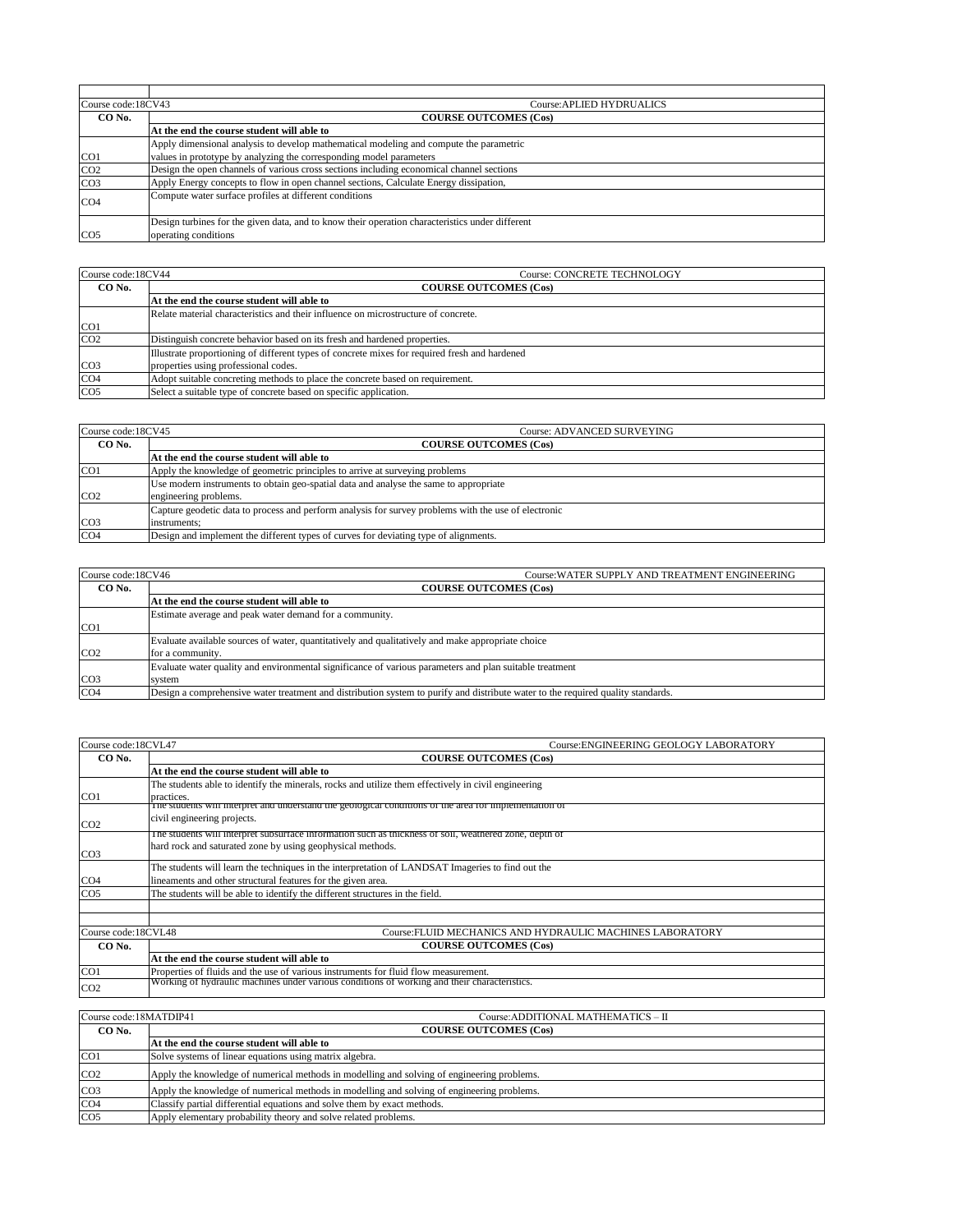| Course code:18CV43 | Course:APLIED HYDRUALICS |
|---|---|
| **CO No.** | **COURSE OUTCOMES (Cos)** |
| | **At the end the course student will able to** |
| CO1 | Apply dimensional analysis to develop mathematical modeling and compute the parametric values in prototype by analyzing the corresponding model parameters |
| CO2 | Design the open channels of various cross sections including economical channel sections |
| CO3 | Apply Energy concepts to flow in open channel sections, Calculate Energy dissipation, |
| CO4 | Compute water surface profiles at different conditions |
| CO5 | Design turbines for the given data, and to know their operation characteristics under different operating conditions |

| Course code:18CV44 | Course: CONCRETE TECHNOLOGY |
|---|---|
| **CO No.** | **COURSE OUTCOMES (Cos)** |
| | **At the end the course student will able to** |
| CO1 | Relate material characteristics and their influence on microstructure of concrete. |
| CO2 | Distinguish concrete behavior based on its fresh and hardened properties. |
| CO3 | Illustrate proportioning of different types of concrete mixes for required fresh and hardened properties using professional codes. |
| CO4 | Adopt suitable concreting methods to place the concrete based on requirement. |
| CO5 | Select a suitable type of concrete based on specific application. |

| Course code:18CV45 | Course: ADVANCED SURVEYING |
|---|---|
| **CO No.** | **COURSE OUTCOMES (Cos)** |
| | **At the end the course student will able to** |
| CO1 | Apply the knowledge of geometric principles to arrive at surveying problems |
| CO2 | Use modern instruments to obtain geo-spatial data and analyse the same to appropriate engineering problems. |
| CO3 | Capture geodetic data to process and perform analysis for survey problems with the use of electronic instruments; |
| CO4 | Design and implement the different types of curves for deviating type of alignments. |

| Course code:18CV46 | Course:WATER SUPPLY AND TREATMENT ENGINEERING |
|---|---|
| **CO No.** | **COURSE OUTCOMES (Cos)** |
| | **At the end the course student will able to** |
| CO1 | Estimate average and peak water demand for a community. |
| CO2 | Evaluate available sources of water, quantitatively and qualitatively and make appropriate choice for a community. |
| CO3 | Evaluate water quality and environmental significance of various parameters and plan suitable treatment system |
| CO4 | Design a comprehensive water treatment and distribution system to purify and distribute water to the required quality standards. |

| Course code:18CVL47 | Course:ENGINEERING GEOLOGY LABORATORY |
|---|---|
| **CO No.** | **COURSE OUTCOMES (Cos)** |
| | **At the end the course student will able to** |
| CO1 | The students able to identify the minerals, rocks and utilize them effectively in civil engineering practices. |
| CO2 | The students will interpret and understand the geological conditions of the area for implementation of civil engineering projects. |
| CO3 | The students will interpret subsurface information such as thickness of soil, weathered zone, depth of hard rock and saturated zone by using geophysical methods. |
| CO4 | The students will learn the techniques in the interpretation of LANDSAT Imageries to find out the lineaments and other structural features for the given area. |
| CO5 | The students will be able to identify the different structures in the field. |

| Course code:18CVL48 | Course:FLUID MECHANICS AND HYDRAULIC MACHINES LABORATORY |
|---|---|
| **CO No.** | **COURSE OUTCOMES (Cos)** |
| | **At the end the course student will able to** |
| CO1 | Properties of fluids and the use of various instruments for fluid flow measurement. |
| CO2 | Working of hydraulic machines under various conditions of working and their characteristics. |

| Course code:18MATDIP41 | Course:ADDITIONAL MATHEMATICS – II |
|---|---|
| **CO No.** | **COURSE OUTCOMES (Cos)** |
| | **At the end the course student will able to** |
| CO1 | Solve systems of linear equations using matrix algebra. |
| CO2 | Apply the knowledge of numerical methods in modelling and solving of engineering problems. |
| CO3 | Apply the knowledge of numerical methods in modelling and solving of engineering problems. |
| CO4 | Classify partial differential equations and solve them by exact methods. |
| CO5 | Apply elementary probability theory and solve related problems. |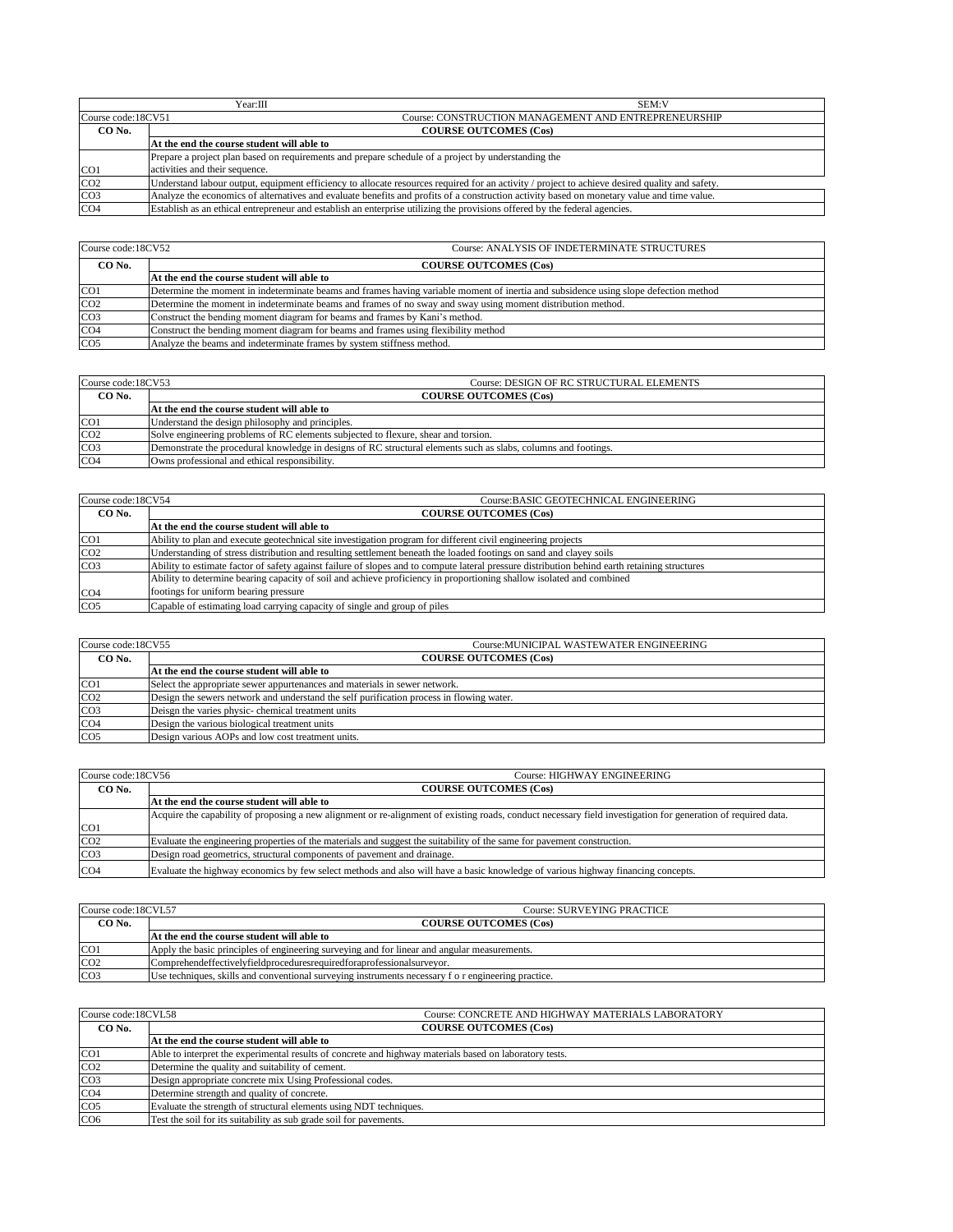| Year:III | SEM:V |
|---|---|
| Course code:18CV51 | Course: CONSTRUCTION MANAGEMENT AND ENTREPRENEURSHIP |
| **CO No.** | **COURSE OUTCOMES (Cos)** |
| | **At the end the course student will able to** |
| CO1 | Prepare a project plan based on requirements and prepare schedule of a project by understanding the activities and their sequence. |
| CO2 | Understand labour output, equipment efficiency to allocate resources required for an activity / project to achieve desired quality and safety. |
| CO3 | Analyze the economics of alternatives and evaluate benefits and profits of a construction activity based on monetary value and time value. |
| CO4 | Establish as an ethical entrepreneur and establish an enterprise utilizing the provisions offered by the federal agencies. |

| Course code:18CV52 | Course: ANALYSIS OF INDETERMINATE STRUCTURES |
|---|---|
| **CO No.** | **COURSE OUTCOMES (Cos)** |
| | **At the end the course student will able to** |
| CO1 | Determine the moment in indeterminate beams and frames having variable moment of inertia and subsidence using slope defection method |
| CO2 | Determine the moment in indeterminate beams and frames of no sway and sway using moment distribution method. |
| CO3 | Construct the bending moment diagram for beams and frames by Kani's method. |
| CO4 | Construct the bending moment diagram for beams and frames using flexibility method |
| CO5 | Analyze the beams and indeterminate frames by system stiffness method. |

| Course code:18CV53 | Course: DESIGN OF RC STRUCTURAL ELEMENTS |
|---|---|
| **CO No.** | **COURSE OUTCOMES (Cos)** |
| | **At the end the course student will able to** |
| CO1 | Understand the design philosophy and principles. |
| CO2 | Solve engineering problems of RC elements subjected to flexure, shear and torsion. |
| CO3 | Demonstrate the procedural knowledge in designs of RC structural elements such as slabs, columns and footings. |
| CO4 | Owns professional and ethical responsibility. |

| Course code:18CV54 | Course:BASIC GEOTECHNICAL ENGINEERING |
|---|---|
| **CO No.** | **COURSE OUTCOMES (Cos)** |
| | **At the end the course student will able to** |
| CO1 | Ability to plan and execute geotechnical site investigation program for different civil engineering projects |
| CO2 | Understanding of stress distribution and resulting settlement beneath the loaded footings on sand and clayey soils |
| CO3 | Ability to estimate factor of safety against failure of slopes and to compute lateral pressure distribution behind earth retaining structures |
| CO4 | Ability to determine bearing capacity of soil and achieve proficiency in proportioning shallow isolated and combined footings for uniform bearing pressure |
| CO5 | Capable of estimating load carrying capacity of single and group of piles |

| Course code:18CV55 | Course:MUNICIPAL WASTEWATER ENGINEERING |
|---|---|
| **CO No.** | **COURSE OUTCOMES (Cos)** |
| | **At the end the course student will able to** |
| CO1 | Select the appropriate sewer appurtenances and materials in sewer network. |
| CO2 | Design the sewers network and understand the self purification process in flowing water. |
| CO3 | Deisgn the varies physic- chemical treatment units |
| CO4 | Design the various biological treatment units |
| CO5 | Design various AOPs and low cost treatment units. |

| Course code:18CV56 | Course: HIGHWAY ENGINEERING |
|---|---|
| **CO No.** | **COURSE OUTCOMES (Cos)** |
| | **At the end the course student will able to** |
| CO1 | Acquire the capability of proposing a new alignment or re-alignment of existing roads, conduct necessary field investigation for generation of required data. |
| CO2 | Evaluate the engineering properties of the materials and suggest the suitability of the same for pavement construction. |
| CO3 | Design road geometrics, structural components of pavement and drainage. |
| CO4 | Evaluate the highway economics by few select methods and also will have a basic knowledge of various highway financing concepts. |

| Course code:18CVL57 | Course: SURVEYING PRACTICE |
|---|---|
| **CO No.** | **COURSE OUTCOMES (Cos)** |
| | **At the end the course student will able to** |
| CO1 | Apply the basic principles of engineering surveying and for linear and angular measurements. |
| CO2 | Comprehendeffectivelyfieldproceduresrequiredforaprofessionalsurveyor. |
| CO3 | Use techniques, skills and conventional surveying instruments necessary f o r engineering practice. |

| Course code:18CVL58 | Course: CONCRETE AND HIGHWAY MATERIALS LABORATORY |
|---|---|
| **CO No.** | **COURSE OUTCOMES (Cos)** |
| | **At the end the course student will able to** |
| CO1 | Able to interpret the experimental results of concrete and highway materials based on laboratory tests. |
| CO2 | Determine the quality and suitability of cement. |
| CO3 | Design appropriate concrete mix Using Professional codes. |
| CO4 | Determine strength and quality of concrete. |
| CO5 | Evaluate the strength of structural elements using NDT techniques. |
| CO6 | Test the soil for its suitability as sub grade soil for pavements. |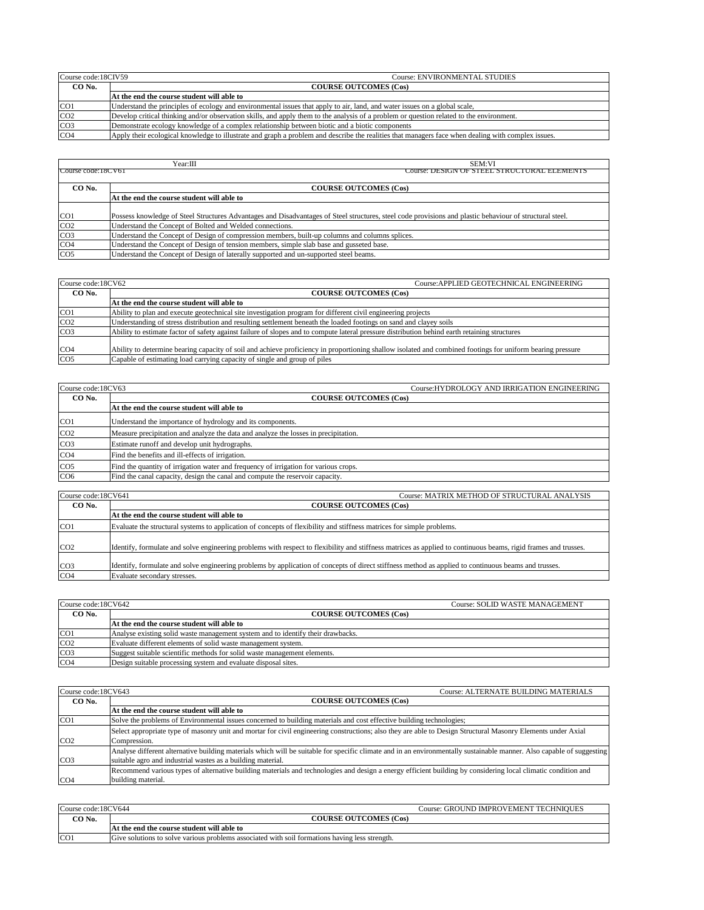| Course code:18CIV59 | Course: ENVIRONMENTAL STUDIES |
|---|---|
| CO No. | COURSE OUTCOMES (Cos) |
| | **At the end the course student will able to** |
| CO1 | Understand the principles of ecology and environmental issues that apply to air, land, and water issues on a global scale, |
| CO2 | Develop critical thinking and/or observation skills, and apply them to the analysis of a problem or question related to the environment. |
| CO3 | Demonstrate ecology knowledge of a complex relationship between biotic and a biotic components |
| CO4 | Apply their ecological knowledge to illustrate and graph a problem and describe the realities that managers face when dealing with complex issues. |

| Year:III | SEM:VI |
|---|---|
| Course code:18CV61 | Course: DESIGN OF STEEL STRUCTURAL ELEMENTS |
| CO No. | COURSE OUTCOMES (Cos) |
| | **At the end the course student will able to** |
| CO1 | Possess knowledge of Steel Structures Advantages and Disadvantages of Steel structures, steel code provisions and plastic behaviour of structural steel. |
| CO2 | Understand the Concept of Bolted and Welded connections. |
| CO3 | Understand the Concept of Design of compression members, built-up columns and columns splices. |
| CO4 | Understand the Concept of Design of tension members, simple slab base and gusseted base. |
| CO5 | Understand the Concept of Design of laterally supported and un-supported steel beams. |

| Course code:18CV62 | Course:APPLIED GEOTECHNICAL ENGINEERING |
|---|---|
| CO No. | COURSE OUTCOMES (Cos) |
| | **At the end the course student will able to** |
| CO1 | Ability to plan and execute geotechnical site investigation program for different civil engineering projects |
| CO2 | Understanding of stress distribution and resulting settlement beneath the loaded footings on sand and clayey soils |
| CO3 | Ability to estimate factor of safety against failure of slopes and to compute lateral pressure distribution behind earth retaining structures |
| CO4 | Ability to determine bearing capacity of soil and achieve proficiency in proportioning shallow isolated and combined footings for uniform bearing pressure |
| CO5 | Capable of estimating load carrying capacity of single and group of piles |

| Course code:18CV63 | Course:HYDROLOGY AND IRRIGATION ENGINEERING |
|---|---|
| CO No. | COURSE OUTCOMES (Cos) |
| | **At the end the course student will able to** |
| CO1 | Understand the importance of hydrology and its components. |
| CO2 | Measure precipitation and analyze the data and analyze the losses in precipitation. |
| CO3 | Estimate runoff and develop unit hydrographs. |
| CO4 | Find the benefits and ill-effects of irrigation. |
| CO5 | Find the quantity of irrigation water and frequency of irrigation for various crops. |
| CO6 | Find the canal capacity, design the canal and compute the reservoir capacity. |

| Course code:18CV641 | Course: MATRIX METHOD OF STRUCTURAL ANALYSIS |
|---|---|
| CO No. | COURSE OUTCOMES (Cos) |
| | **At the end the course student will able to** |
| CO1 | Evaluate the structural systems to application of concepts of flexibility and stiffness matrices for simple problems. |
| CO2 | Identify, formulate and solve engineering problems with respect to flexibility and stiffness matrices as applied to continuous beams, rigid frames and trusses. |
| CO3 | Identify, formulate and solve engineering problems by application of concepts of direct stiffness method as applied to continuous beams and trusses. |
| CO4 | Evaluate secondary stresses. |

| Course code:18CV642 | Course: SOLID WASTE MANAGEMENT |
|---|---|
| CO No. | COURSE OUTCOMES (Cos) |
| | **At the end the course student will able to** |
| CO1 | Analyse existing solid waste management system and to identify their drawbacks. |
| CO2 | Evaluate different elements of solid waste management system. |
| CO3 | Suggest suitable scientific methods for solid waste management elements. |
| CO4 | Design suitable processing system and evaluate disposal sites. |

| Course code:18CV643 | Course: ALTERNATE BUILDING MATERIALS |
|---|---|
| CO No. | COURSE OUTCOMES (Cos) |
| | **At the end the course student will able to** |
| CO1 | Solve the problems of Environmental issues concerned to building materials and cost effective building technologies; |
| CO2 | Select appropriate type of masonry unit and mortar for civil engineering constructions; also they are able to Design Structural Masonry Elements under Axial Compression. |
| CO3 | Analyse different alternative building materials which will be suitable for specific climate and in an environmentally sustainable manner. Also capable of suggesting suitable agro and industrial wastes as a building material. |
| CO4 | Recommend various types of alternative building materials and technologies and design a energy efficient building by considering local climatic condition and building material. |

| Course code:18CV644 | Course: GROUND IMPROVEMENT TECHNIQUES |
|---|---|
| CO No. | COURSE OUTCOMES (Cos) |
| | **At the end the course student will able to** |
| CO1 | Give solutions to solve various problems associated with soil formations having less strength. |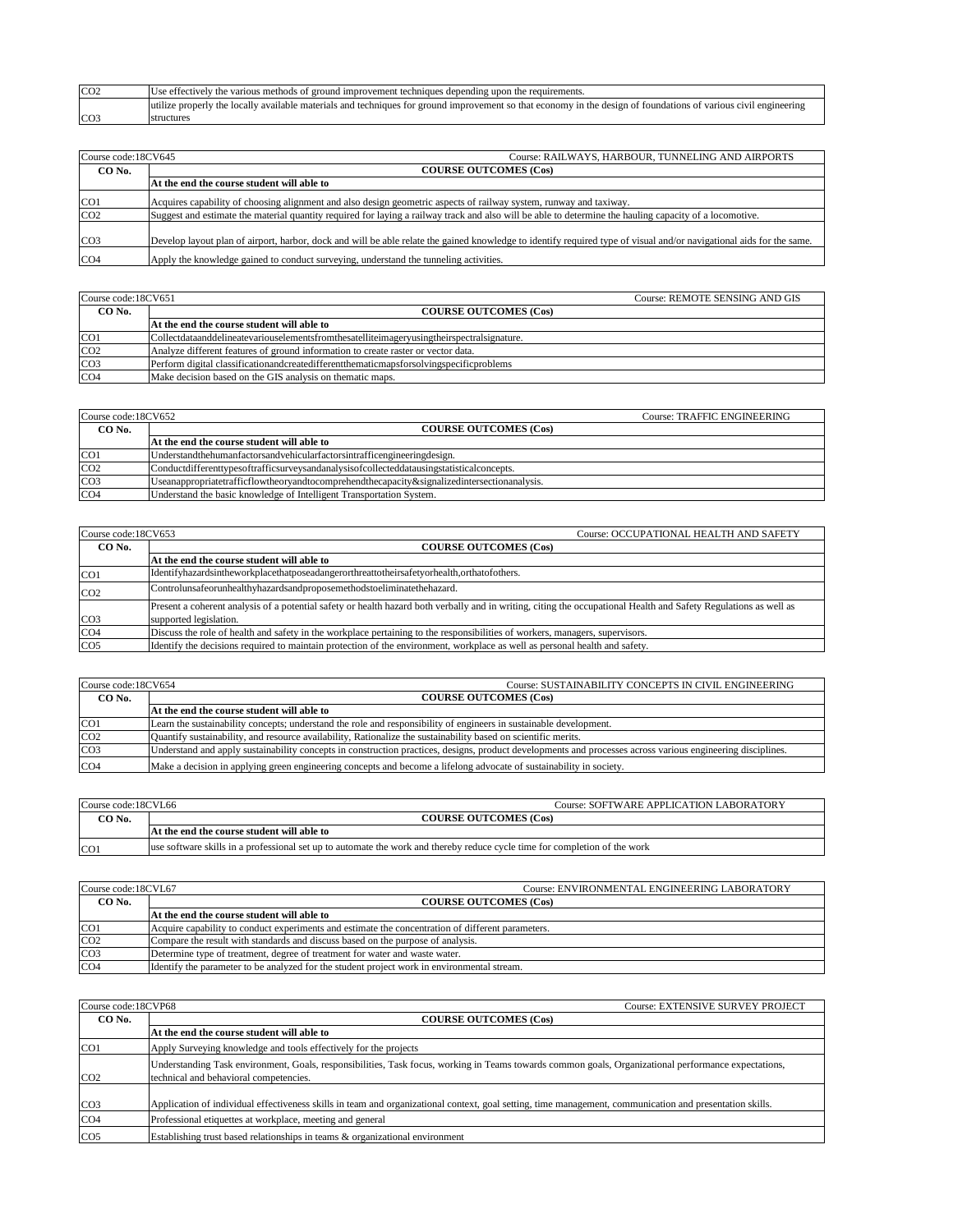| CO2 | Use effectively the various methods of ground improvement techniques depending upon the requirements. |
|---|---|
| CO3 | utilize properly the locally available materials and techniques for ground improvement so that economy in the design of foundations of various civil engineering structures |

| Course code:18CV645 | Course: RAILWAYS, HARBOUR, TUNNELING AND AIRPORTS |
|---|---|
| **CO No.** | **COURSE OUTCOMES (Cos)** |
| | **At the end the course student will able to** |
| CO1 | Acquires capability of choosing alignment and also design geometric aspects of railway system, runway and taxiway. |
| CO2 | Suggest and estimate the material quantity required for laying a railway track and also will be able to determine the hauling capacity of a locomotive. |
| CO3 | Develop layout plan of airport, harbor, dock and will be able relate the gained knowledge to identify required type of visual and/or navigational aids for the same. |
| CO4 | Apply the knowledge gained to conduct surveying, understand the tunneling activities. |

| Course code:18CV651 | Course: REMOTE SENSING AND GIS |
|---|---|
| **CO No.** | **COURSE OUTCOMES (Cos)** |
| | **At the end the course student will able to** |
| CO1 | Collectdataanddelineatevariouselementsfromthesatelliteimageryusingtheirspectralsignature. |
| CO2 | Analyze different features of ground information to create raster or vector data. |
| CO3 | Perform digital classificationandcreatedifferentthematicmapsforsolvingspecificproblems |
| CO4 | Make decision based on the GIS analysis on thematic maps. |

| Course code:18CV652 | Course: TRAFFIC ENGINEERING |
|---|---|
| **CO No.** | **COURSE OUTCOMES (Cos)** |
| | **At the end the course student will able to** |
| CO1 | Understandthehumanfactorsandvehicularfactorsintrafficengineeringdesign. |
| CO2 | Conductdifferenttypesoftrafficsurveysandanalysisofcollecteddatausingstatisticalconcepts. |
| CO3 | Useanappropriatetrafficflowtheoryandtocomprehendthecapacity&signalizedintersectionanalysis. |
| CO4 | Understand the basic knowledge of Intelligent Transportation System. |

| Course code:18CV653 | Course: OCCUPATIONAL HEALTH AND SAFETY |
|---|---|
| **CO No.** | **COURSE OUTCOMES (Cos)** |
| | **At the end the course student will able to** |
| CO1 | Identifyhazardsintheworkplacethatposeadangerorthreattotheirsafetyorhealth,orthatofothers. |
| CO2 | Controlunsafeorunhealthyhazardsandproposemethodstoeliminatethehazard. |
| CO3 | Present a coherent analysis of a potential safety or health hazard both verbally and in writing, citing the occupational Health and Safety Regulations as well as supported legislation. |
| CO4 | Discuss the role of health and safety in the workplace pertaining to the responsibilities of workers, managers, supervisors. |
| CO5 | Identify the decisions required to maintain protection of the environment, workplace as well as personal health and safety. |

| Course code:18CV654 | Course: SUSTAINABILITY CONCEPTS IN CIVIL ENGINEERING |
|---|---|
| **CO No.** | **COURSE OUTCOMES (Cos)** |
| | **At the end the course student will able to** |
| CO1 | Learn the sustainability concepts; understand the role and responsibility of engineers in sustainable development. |
| CO2 | Quantify sustainability, and resource availability, Rationalize the sustainability based on scientific merits. |
| CO3 | Understand and apply sustainability concepts in construction practices, designs, product developments and processes across various engineering disciplines. |
| CO4 | Make a decision in applying green engineering concepts and become a lifelong advocate of sustainability in society. |

| Course code:18CVL66 | Course: SOFTWARE APPLICATION LABORATORY |
|---|---|
| **CO No.** | **COURSE OUTCOMES (Cos)** |
| | **At the end the course student will able to** |
| CO1 | use software skills in a professional set up to automate the work and thereby reduce cycle time for completion of the work |

| Course code:18CVL67 | Course: ENVIRONMENTAL ENGINEERING LABORATORY |
|---|---|
| **CO No.** | **COURSE OUTCOMES (Cos)** |
| | **At the end the course student will able to** |
| CO1 | Acquire capability to conduct experiments and estimate the concentration of different parameters. |
| CO2 | Compare the result with standards and discuss based on the purpose of analysis. |
| CO3 | Determine type of treatment, degree of treatment for water and waste water. |
| CO4 | Identify the parameter to be analyzed for the student project work in environmental stream. |

| Course code:18CVP68 | Course: EXTENSIVE SURVEY PROJECT |
|---|---|
| **CO No.** | **COURSE OUTCOMES (Cos)** |
| | **At the end the course student will able to** |
| CO1 | Apply Surveying knowledge and tools effectively for the projects |
| CO2 | Understanding Task environment, Goals, responsibilities, Task focus, working in Teams towards common goals, Organizational performance expectations, technical and behavioral competencies. |
| CO3 | Application of individual effectiveness skills in team and organizational context, goal setting, time management, communication and presentation skills. |
| CO4 | Professional etiquettes at workplace, meeting and general |
| CO5 | Establishing trust based relationships in teams & organizational environment |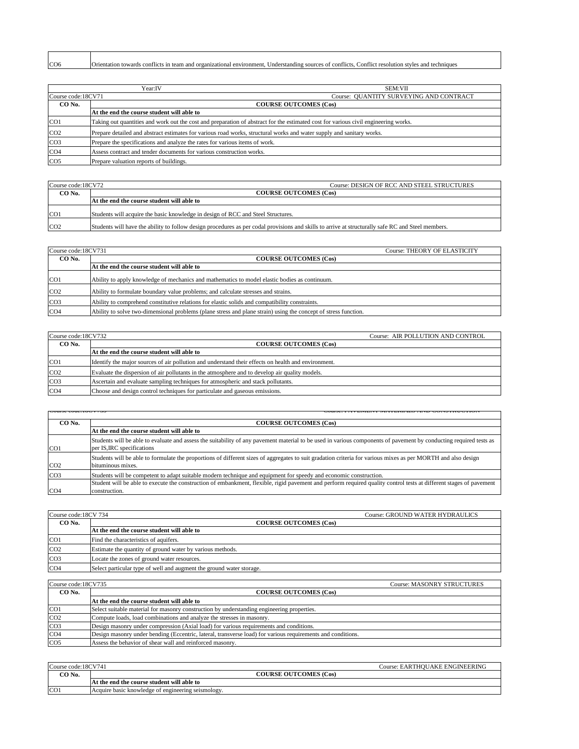| CO6 | Orientation towards conflicts in team and organizational environment, Understanding sources of conflicts, Conflict resolution styles and techniques |
|---|---|

| Year:IV | SEM:VII |
|---|---|
| Course code:18CV71 | Course: QUANTITY SURVEYING AND CONTRACT |
| **CO No.** | **COURSE OUTCOMES (Cos)** |
| | **At the end the course student will able to** |
| CO1 | Taking out quantities and work out the cost and preparation of abstract for the estimated cost for various civil engineering works. |
| CO2 | Prepare detailed and abstract estimates for various road works, structural works and water supply and sanitary works. |
| CO3 | Prepare the specifications and analyze the rates for various items of work. |
| CO4 | Assess contract and tender documents for various construction works. |
| CO5 | Prepare valuation reports of buildings. |

| Course code:18CV72 | Course: DESIGN OF RCC AND STEEL STRUCTURES |
|---|---|
| **CO No.** | **COURSE OUTCOMES (Cos)** |
| | **At the end the course student will able to** |
| CO1 | Students will acquire the basic knowledge in design of RCC and Steel Structures. |
| CO2 | Students will have the ability to follow design procedures as per codal provisions and skills to arrive at structurally safe RC and Steel members. |

| Course code:18CV731 | Course: THEORY OF ELASTICITY |
|---|---|
| **CO No.** | **COURSE OUTCOMES (Cos)** |
| | **At the end the course student will able to** |
| CO1 | Ability to apply knowledge of mechanics and mathematics to model elastic bodies as continuum. |
| CO2 | Ability to formulate boundary value problems; and calculate stresses and strains. |
| CO3 | Ability to comprehend constitutive relations for elastic solids and compatibility constraints. |
| CO4 | Ability to solve two-dimensional problems (plane stress and plane strain) using the concept of stress function. |

| Course code:18CV732 | Course: AIR POLLUTION AND CONTROL |
|---|---|
| **CO No.** | **COURSE OUTCOMES (Cos)** |
| | **At the end the course student will able to** |
| CO1 | Identify the major sources of air pollution and understand their effects on health and environment. |
| CO2 | Evaluate the dispersion of air pollutants in the atmosphere and to develop air quality models. |
| CO3 | Ascertain and evaluate sampling techniques for atmospheric and stack pollutants. |
| CO4 | Choose and design control techniques for particulate and gaseous emissions. |

| Course code:18CV733 | Course: PAVEMENT MATERIALS AND CONSTRUCTION |
|---|---|
| **CO No.** | **COURSE OUTCOMES (Cos)** |
| | **At the end the course student will able to** |
| CO1 | Students will be able to evaluate and assess the suitability of any pavement material to be used in various components of pavement by conducting required tests as per IS,IRC specifications |
| CO2 | Students will be able to formulate the proportions of different sizes of aggregates to suit gradation criteria for various mixes as per MORTH and also design bituminous mixes. |
| CO3 | Students will be competent to adapt suitable modern technique and equipment for speedy and economic construction. |
| CO4 | Student will be able to execute the construction of embankment, flexible, rigid pavement and perform required quality control tests at different stages of pavement construction. |

| Course code:18CV 734 | Course: GROUND WATER HYDRAULICS |
|---|---|
| **CO No.** | **COURSE OUTCOMES (Cos)** |
| | **At the end the course student will able to** |
| CO1 | Find the characteristics of aquifers. |
| CO2 | Estimate the quantity of ground water by various methods. |
| CO3 | Locate the zones of ground water resources. |
| CO4 | Select particular type of well and augment the ground water storage. |

| Course code:18CV735 | Course: MASONRY STRUCTURES |
|---|---|
| **CO No.** | **COURSE OUTCOMES (Cos)** |
| | **At the end the course student will able to** |
| CO1 | Select suitable material for masonry construction by understanding engineering properties. |
| CO2 | Compute loads, load combinations and analyze the stresses in masonry. |
| CO3 | Design masonry under compression (Axial load) for various requirements and conditions. |
| CO4 | Design masonry under bending (Eccentric, lateral, transverse load) for various requirements and conditions. |
| CO5 | Assess the behavior of shear wall and reinforced masonry. |

| Course code:18CV741 | Course: EARTHQUAKE ENGINEERING |
|---|---|
| **CO No.** | **COURSE OUTCOMES (Cos)** |
| | **At the end the course student will able to** |
| CO1 | Acquire basic knowledge of engineering seismology. |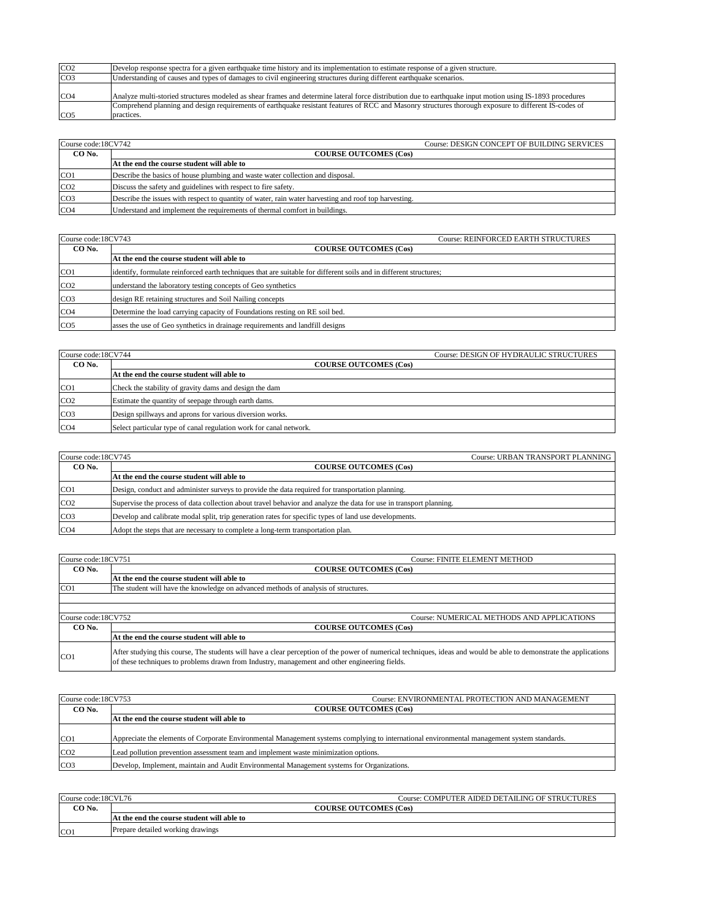| | |
|---|---|
| CO2 | Develop response spectra for a given earthquake time history and its implementation to estimate response of a given structure. |
| CO3 | Understanding of causes and types of damages to civil engineering structures during different earthquake scenarios. |
| CO4 | Analyze multi-storied structures modeled as shear frames and determine lateral force distribution due to earthquake input motion using IS-1893 procedures |
| CO5 | Comprehend planning and design requirements of earthquake resistant features of RCC and Masonry structures thorough exposure to different IS-codes of practices. |

| Course code:18CV742 | Course: DESIGN CONCEPT OF BUILDING SERVICES |
|---|---|
| **CO No.** | **COURSE OUTCOMES (Cos)** |
| | **At the end the course student will able to** |
| CO1 | Describe the basics of house plumbing and waste water collection and disposal. |
| CO2 | Discuss the safety and guidelines with respect to fire safety. |
| CO3 | Describe the issues with respect to quantity of water, rain water harvesting and roof top harvesting. |
| CO4 | Understand and implement the requirements of thermal comfort in buildings. |

| Course code:18CV743 | Course: REINFORCED EARTH STRUCTURES |
|---|---|
| **CO No.** | **COURSE OUTCOMES (Cos)** |
| | **At the end the course student will able to** |
| CO1 | identify, formulate reinforced earth techniques that are suitable for different soils and in different structures; |
| CO2 | understand the laboratory testing concepts of Geo synthetics |
| CO3 | design RE retaining structures and Soil Nailing concepts |
| CO4 | Determine the load carrying capacity of Foundations resting on RE soil bed. |
| CO5 | asses the use of Geo synthetics in drainage requirements and landfill designs |

| Course code:18CV744 | Course: DESIGN OF HYDRAULIC STRUCTURES |
|---|---|
| **CO No.** | **COURSE OUTCOMES (Cos)** |
| | **At the end the course student will able to** |
| CO1 | Check the stability of gravity dams and design the dam |
| CO2 | Estimate the quantity of seepage through earth dams. |
| CO3 | Design spillways and aprons for various diversion works. |
| CO4 | Select particular type of canal regulation work for canal network. |

| Course code:18CV745 | Course: URBAN TRANSPORT PLANNING |
|---|---|
| **CO No.** | **COURSE OUTCOMES (Cos)** |
| | **At the end the course student will able to** |
| CO1 | Design, conduct and administer surveys to provide the data required for transportation planning. |
| CO2 | Supervise the process of data collection about travel behavior and analyze the data for use in transport planning. |
| CO3 | Develop and calibrate modal split, trip generation rates for specific types of land use developments. |
| CO4 | Adopt the steps that are necessary to complete a long-term transportation plan. |

| Course code:18CV751 | Course: FINITE ELEMENT METHOD |
|---|---|
| **CO No.** | **COURSE OUTCOMES (Cos)** |
| | **At the end the course student will able to** |
| CO1 | The student will have the knowledge on advanced methods of analysis of structures. |

| Course code:18CV752 | Course: NUMERICAL METHODS AND APPLICATIONS |
|---|---|
| **CO No.** | **COURSE OUTCOMES (Cos)** |
| | **At the end the course student will able to** |
| CO1 | After studying this course, The students will have a clear perception of the power of numerical techniques, ideas and would be able to demonstrate the applications of these techniques to problems drawn from Industry, management and other engineering fields. |

| Course code:18CV753 | Course: ENVIRONMENTAL PROTECTION AND MANAGEMENT |
|---|---|
| **CO No.** | **COURSE OUTCOMES (Cos)** |
| | **At the end the course student will able to** |
| CO1 | Appreciate the elements of Corporate Environmental Management systems complying to international environmental management system standards. |
| CO2 | Lead pollution prevention assessment team and implement waste minimization options. |
| CO3 | Develop, Implement, maintain and Audit Environmental Management systems for Organizations. |

| Course code:18CVL76 | Course: COMPUTER AIDED DETAILING OF STRUCTURES |
|---|---|
| **CO No.** | **COURSE OUTCOMES (Cos)** |
| | **At the end the course student will able to** |
| CO1 | Prepare detailed working drawings |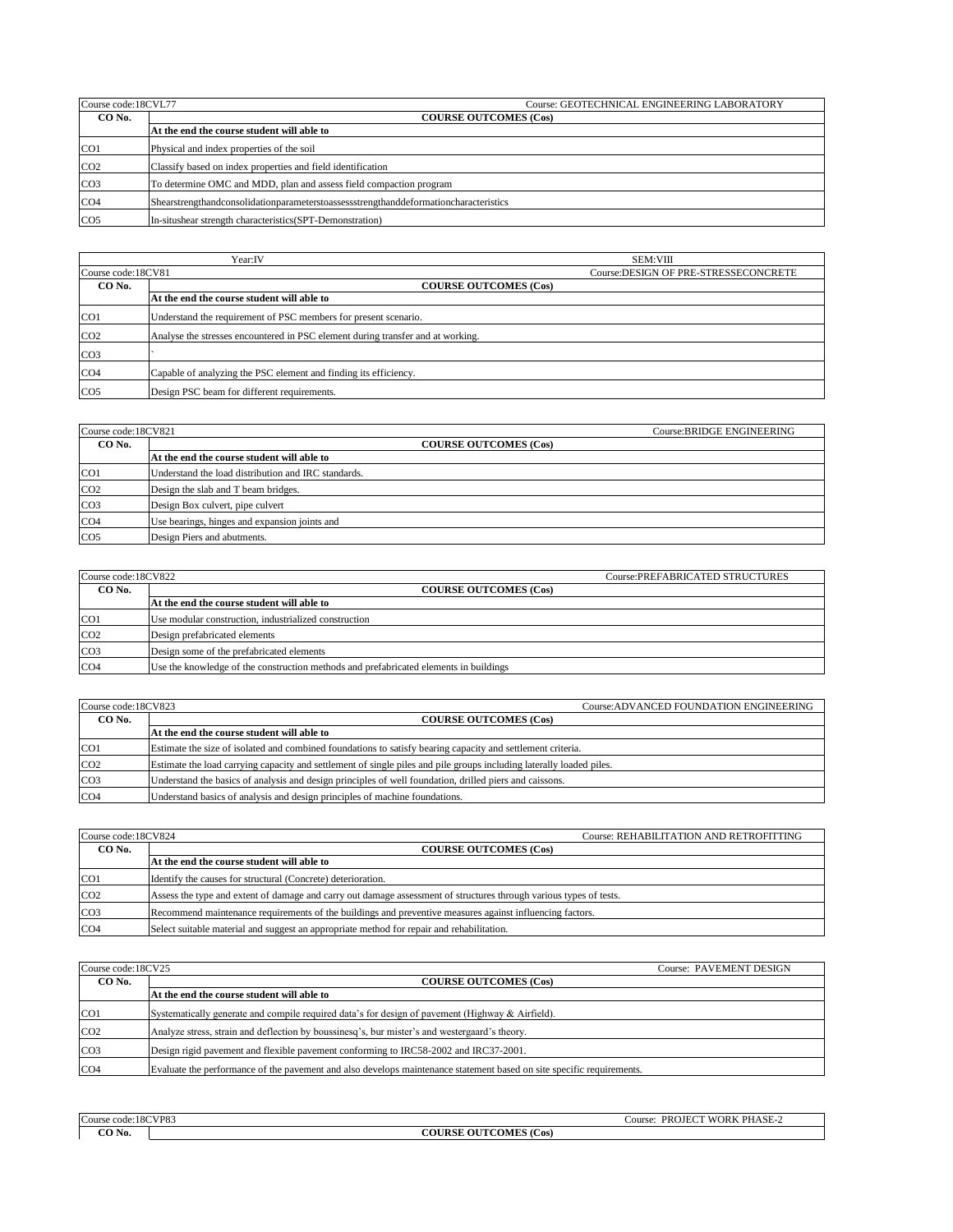| Course code:18CVL77 | Course: GEOTECHNICAL ENGINEERING LABORATORY |
|---|---|
| **CO No.** | **COURSE OUTCOMES (Cos)** |
| | **At the end the course student will able to** |
| CO1 | Physical and index properties of the soil |
| CO2 | Classify based on index properties and field identification |
| CO3 | To determine OMC and MDD, plan and assess field compaction program |
| CO4 | Shearstrengthandconsolidationparameterstoassessstrengthanddeformationcharacteristics |
| CO5 | In-situshear strength characteristics(SPT-Demonstration) |

| Year:IV | SEM:VIII |
|---|---|
| Course code:18CV81 | Course:DESIGN OF PRE-STRESSECONCRETE |
| **CO No.** | **COURSE OUTCOMES (Cos)** |
| | **At the end the course student will able to** |
| CO1 | Understand the requirement of PSC members for present scenario. |
| CO2 | Analyse the stresses encountered in PSC element during transfer and at working. |
| CO3 | ` |
| CO4 | Capable of analyzing the PSC element and finding its efficiency. |
| CO5 | Design PSC beam for different requirements. |

| Course code:18CV821 | Course:BRIDGE ENGINEERING |
|---|---|
| **CO No.** | **COURSE OUTCOMES (Cos)** |
| | **At the end the course student will able to** |
| CO1 | Understand the load distribution and IRC standards. |
| CO2 | Design the slab and T beam bridges. |
| CO3 | Design Box culvert, pipe culvert |
| CO4 | Use bearings, hinges and expansion joints and |
| CO5 | Design Piers and abutments. |

| Course code:18CV822 | Course:PREFABRICATED STRUCTURES |
|---|---|
| **CO No.** | **COURSE OUTCOMES (Cos)** |
| | **At the end the course student will able to** |
| CO1 | Use modular construction, industrialized construction |
| CO2 | Design prefabricated elements |
| CO3 | Design some of the prefabricated elements |
| CO4 | Use the knowledge of the construction methods and prefabricated elements in buildings |

| Course code:18CV823 | Course:ADVANCED FOUNDATION ENGINEERING |
|---|---|
| **CO No.** | **COURSE OUTCOMES (Cos)** |
| | **At the end the course student will able to** |
| CO1 | Estimate the size of isolated and combined foundations to satisfy bearing capacity and settlement criteria. |
| CO2 | Estimate the load carrying capacity and settlement of single piles and pile groups including laterally loaded piles. |
| CO3 | Understand the basics of analysis and design principles of well foundation, drilled piers and caissons. |
| CO4 | Understand basics of analysis and design principles of machine foundations. |

| Course code:18CV824 | Course: REHABILITATION AND RETROFITTING |
|---|---|
| **CO No.** | **COURSE OUTCOMES (Cos)** |
| | **At the end the course student will able to** |
| CO1 | Identify the causes for structural (Concrete) deterioration. |
| CO2 | Assess the type and extent of damage and carry out damage assessment of structures through various types of tests. |
| CO3 | Recommend maintenance requirements of the buildings and preventive measures against influencing factors. |
| CO4 | Select suitable material and suggest an appropriate method for repair and rehabilitation. |

| Course code:18CV25 | Course: PAVEMENT DESIGN |
|---|---|
| **CO No.** | **COURSE OUTCOMES (Cos)** |
| | **At the end the course student will able to** |
| CO1 | Systematically generate and compile required data's for design of pavement (Highway & Airfield). |
| CO2 | Analyze stress, strain and deflection by boussinesq's, bur mister's and westergaard's theory. |
| CO3 | Design rigid pavement and flexible pavement conforming to IRC58-2002 and IRC37-2001. |
| CO4 | Evaluate the performance of the pavement and also develops maintenance statement based on site specific requirements. |

| Course code:18CVP83 | Course: PROJECT WORK PHASE-2 |
|---|---|
| **CO No.** | **COURSE OUTCOMES (Cos)** |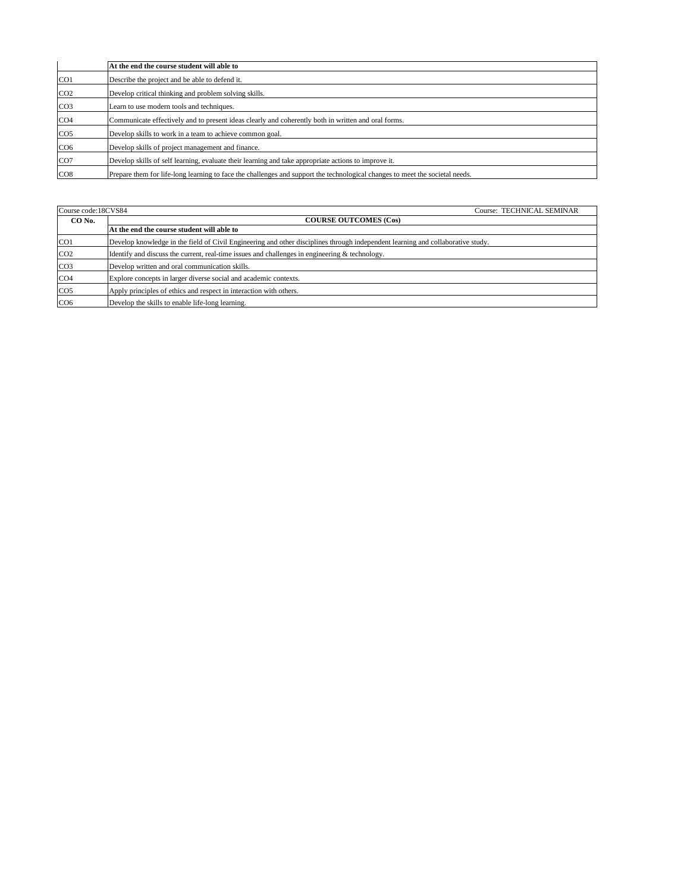| | At the end the course student will able to |
|---|---|
| CO1 | Describe the project and be able to defend it. |
| CO2 | Develop critical thinking and problem solving skills. |
| CO3 | Learn to use modern tools and techniques. |
| CO4 | Communicate effectively and to present ideas clearly and coherently both in written and oral forms. |
| CO5 | Develop skills to work in a team to achieve common goal. |
| CO6 | Develop skills of project management and finance. |
| CO7 | Develop skills of self learning, evaluate their learning and take appropriate actions to improve it. |
| CO8 | Prepare them for life-long learning to face the challenges and support the technological changes to meet the societal needs. |

| Course code:18CVS84 | Course: TECHNICAL SEMINAR |
|---|---|
| **CO No.** | **COURSE OUTCOMES (Cos)** |
| | **At the end the course student will able to** |
| CO1 | Develop knowledge in the field of Civil Engineering and other disciplines through independent learning and collaborative study. |
| CO2 | Identify and discuss the current, real-time issues and challenges in engineering & technology. |
| CO3 | Develop written and oral communication skills. |
| CO4 | Explore concepts in larger diverse social and academic contexts. |
| CO5 | Apply principles of ethics and respect in interaction with others. |
| CO6 | Develop the skills to enable life-long learning. |